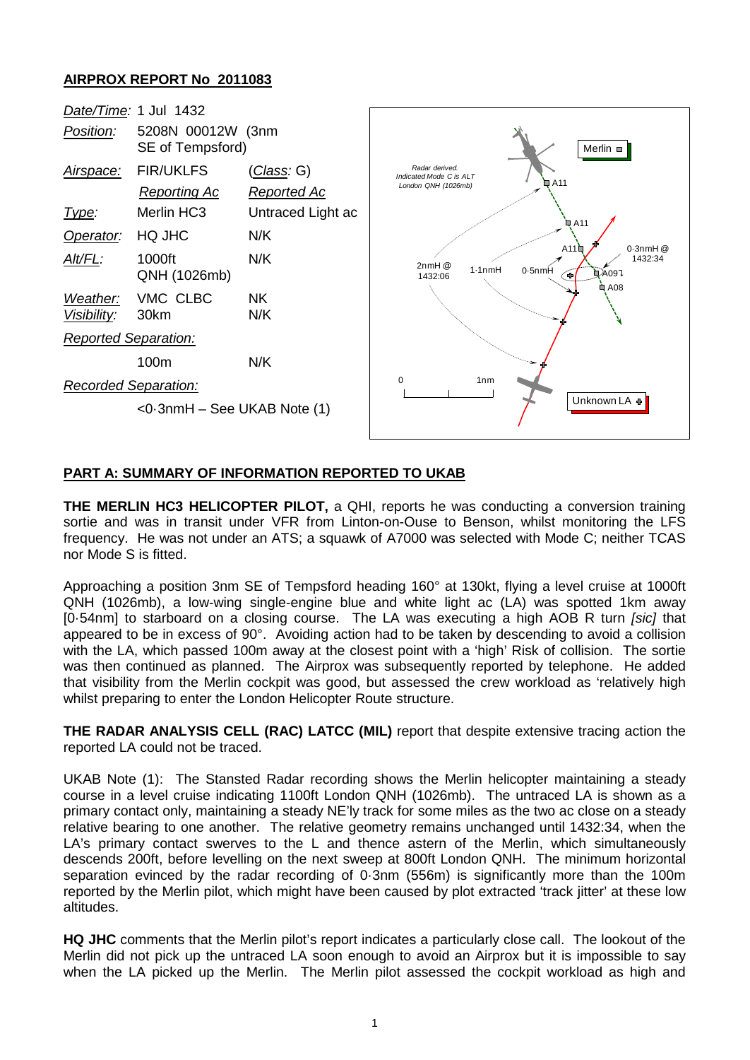**AIRPROX REPORT No 2011083**

| | | |
|---|---|---|
| *Date/Time:* | 1 Jul 1432 | |
| *Position:* | 5208N 00012W (3nm SE of Tempsford) | |
| *Airspace:* | FIR/UKLFS | (*Class*: G) |
| | *Reporting Ac* | *Reported Ac* |
| *Type:* | Merlin HC3 | Untraced Light ac |
| *Operator:* | HQ JHC | N/K |
| *Alt/FL:* | 1000ft QNH (1026mb) | N/K |
| *Weather:* | VMC CLBC | NK |
| *Visibility:* | 30km | N/K |
| *Reported Separation:* | | |
| | 100m | N/K |
| *Recorded Separation:* | | |
| | <0·3nmH – See UKAB Note (1) | |

**PART A: SUMMARY OF INFORMATION REPORTED TO UKAB**

**THE MERLIN HC3 HELICOPTER PILOT,** a QHI, reports he was conducting a conversion training sortie and was in transit under VFR from Linton-on-Ouse to Benson, whilst monitoring the LFS frequency. He was not under an ATS; a squawk of A7000 was selected with Mode C; neither TCAS nor Mode S is fitted.

Approaching a position 3nm SE of Tempsford heading 160° at 130kt, flying a level cruise at 1000ft QNH (1026mb), a low-wing single-engine blue and white light ac (LA) was spotted 1km away [0·54nm] to starboard on a closing course. The LA was executing a high AOB R turn *[sic]* that appeared to be in excess of 90°. Avoiding action had to be taken by descending to avoid a collision with the LA, which passed 100m away at the closest point with a 'high' Risk of collision. The sortie was then continued as planned. The Airprox was subsequently reported by telephone. He added that visibility from the Merlin cockpit was good, but assessed the crew workload as 'relatively high whilst preparing to enter the London Helicopter Route structure.

**THE RADAR ANALYSIS CELL (RAC) LATCC (MIL)** report that despite extensive tracing action the reported LA could not be traced.

UKAB Note (1): The Stansted Radar recording shows the Merlin helicopter maintaining a steady course in a level cruise indicating 1100ft London QNH (1026mb). The untraced LA is shown as a primary contact only, maintaining a steady NE'ly track for some miles as the two ac close on a steady relative bearing to one another. The relative geometry remains unchanged until 1432:34, when the LA's primary contact swerves to the L and thence astern of the Merlin, which simultaneously descends 200ft, before levelling on the next sweep at 800ft London QNH. The minimum horizontal separation evinced by the radar recording of 0·3nm (556m) is significantly more than the 100m reported by the Merlin pilot, which might have been caused by plot extracted 'track jitter' at these low altitudes.

**HQ JHC** comments that the Merlin pilot's report indicates a particularly close call. The lookout of the Merlin did not pick up the untraced LA soon enough to avoid an Airprox but it is impossible to say when the LA picked up the Merlin. The Merlin pilot assessed the cockpit workload as high and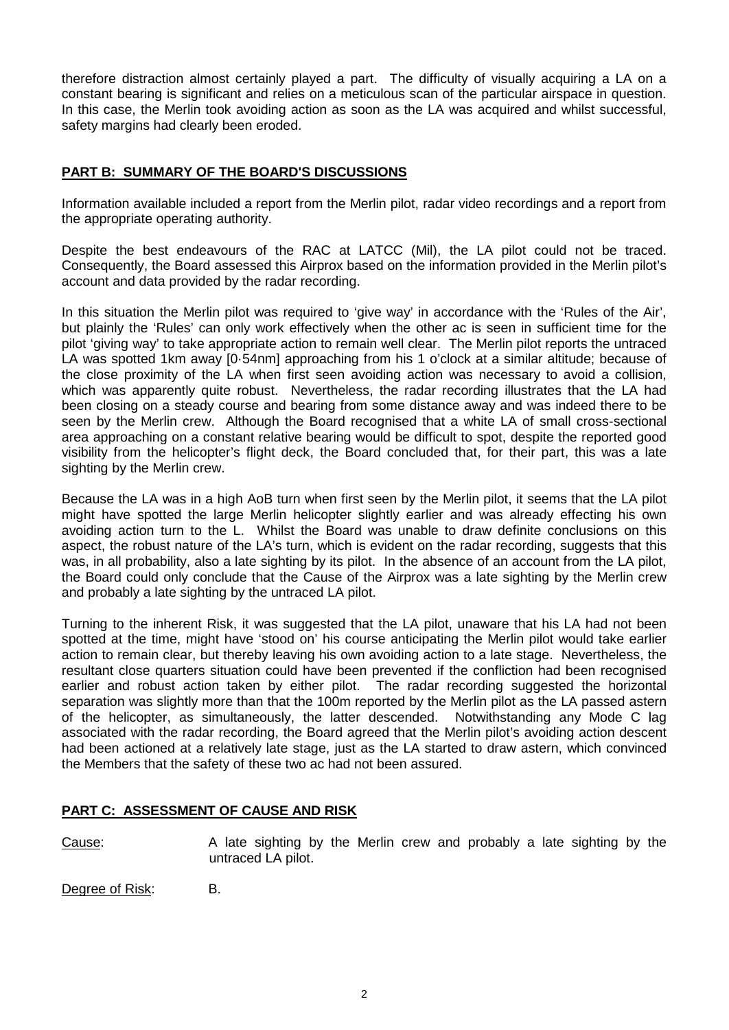therefore distraction almost certainly played a part. The difficulty of visually acquiring a LA on a constant bearing is significant and relies on a meticulous scan of the particular airspace in question. In this case, the Merlin took avoiding action as soon as the LA was acquired and whilst successful, safety margins had clearly been eroded.

## PART B: SUMMARY OF THE BOARD'S DISCUSSIONS

Information available included a report from the Merlin pilot, radar video recordings and a report from the appropriate operating authority.

Despite the best endeavours of the RAC at LATCC (Mil), the LA pilot could not be traced. Consequently, the Board assessed this Airprox based on the information provided in the Merlin pilot's account and data provided by the radar recording.

In this situation the Merlin pilot was required to 'give way' in accordance with the 'Rules of the Air', but plainly the 'Rules' can only work effectively when the other ac is seen in sufficient time for the pilot 'giving way' to take appropriate action to remain well clear. The Merlin pilot reports the untraced LA was spotted 1km away [0·54nm] approaching from his 1 o'clock at a similar altitude; because of the close proximity of the LA when first seen avoiding action was necessary to avoid a collision, which was apparently quite robust. Nevertheless, the radar recording illustrates that the LA had been closing on a steady course and bearing from some distance away and was indeed there to be seen by the Merlin crew. Although the Board recognised that a white LA of small cross-sectional area approaching on a constant relative bearing would be difficult to spot, despite the reported good visibility from the helicopter's flight deck, the Board concluded that, for their part, this was a late sighting by the Merlin crew.

Because the LA was in a high AoB turn when first seen by the Merlin pilot, it seems that the LA pilot might have spotted the large Merlin helicopter slightly earlier and was already effecting his own avoiding action turn to the L. Whilst the Board was unable to draw definite conclusions on this aspect, the robust nature of the LA's turn, which is evident on the radar recording, suggests that this was, in all probability, also a late sighting by its pilot. In the absence of an account from the LA pilot, the Board could only conclude that the Cause of the Airprox was a late sighting by the Merlin crew and probably a late sighting by the untraced LA pilot.

Turning to the inherent Risk, it was suggested that the LA pilot, unaware that his LA had not been spotted at the time, might have 'stood on' his course anticipating the Merlin pilot would take earlier action to remain clear, but thereby leaving his own avoiding action to a late stage. Nevertheless, the resultant close quarters situation could have been prevented if the confliction had been recognised earlier and robust action taken by either pilot. The radar recording suggested the horizontal separation was slightly more than that the 100m reported by the Merlin pilot as the LA passed astern of the helicopter, as simultaneously, the latter descended. Notwithstanding any Mode C lag associated with the radar recording, the Board agreed that the Merlin pilot's avoiding action descent had been actioned at a relatively late stage, just as the LA started to draw astern, which convinced the Members that the safety of these two ac had not been assured.

## PART C: ASSESSMENT OF CAUSE AND RISK

Cause: A late sighting by the Merlin crew and probably a late sighting by the untraced LA pilot.

Degree of Risk: B.